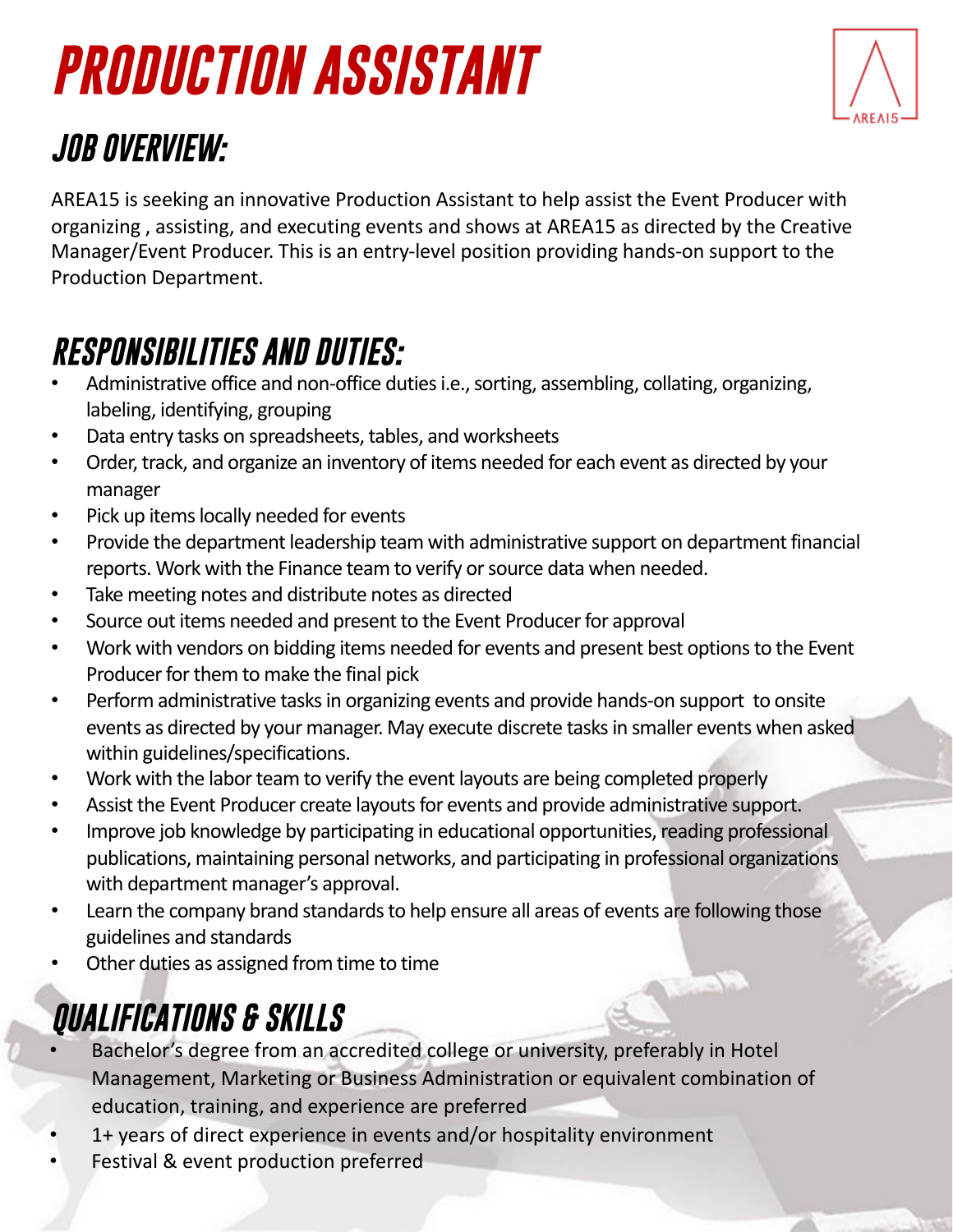# PRODUCTION ASSISTANT

AREA15

## JOB OVERVIEW:

AREA15 is seeking an innovative Production Assistant to help assist the Event Producer with organizing , assisting, and executing events and shows at AREA15 as directed by the Creative Manager/Event Producer. This is an entry-level position providing hands-on support to the Production Department.

## RESPONSIBILITIES AND DUTIES:

- Administrative office and non-office duties i.e., sorting, assembling, collating, organizing, labeling, identifying, grouping
- Data entry tasks on spreadsheets, tables, and worksheets
- Order, track, and organize an inventory of items needed for each event as directed by your manager
- Pick up items locally needed for events
- Provide the department leadership team with administrative support on department financial reports. Work with the Finance team to verify or source data when needed.
- Take meeting notes and distribute notes as directed
- Source out items needed and present to the Event Producer for approval
- Work with vendors on bidding items needed for events and present best options to the Event Producer for them to make the final pick
- Perform administrative tasks in organizing events and provide hands-on support to onsite events as directed by your manager. May execute discrete tasks in smaller events when asked within guidelines/specifications.
- Work with the labor team to verify the event layouts are being completed properly
- Assist the Event Producer create layouts for events and provide administrative support.
- Improve job knowledge by participating in educational opportunities, reading professional publications, maintaining personal networks, and participating in professional organizations with department manager's approval.
- Learn the company brand standards to help ensure all areas of events are following those guidelines and standards
- Other duties as assigned from time to time

## QUALIFICATIONS & SKILLS

- Bachelor's degree from an accredited college or university, preferably in Hotel Management, Marketing or Business Administration or equivalent combination of education, training, and experience are preferred
- 1+ years of direct experience in events and/or hospitality environment
- Festival & event production preferred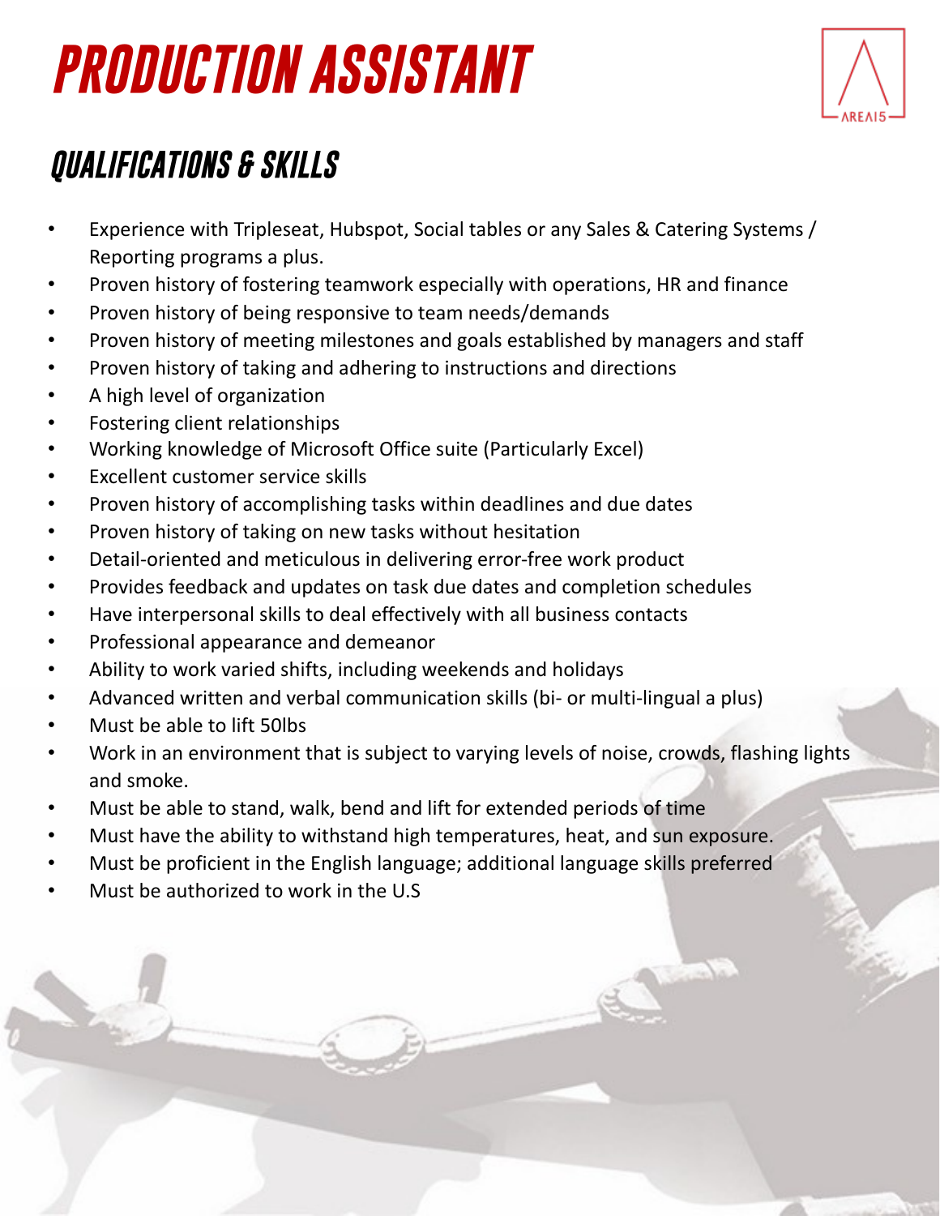# PRODUCTION ASSISTANT

## QUALIFICATIONS & SKILLS

- Experience with Tripleseat, Hubspot, Social tables or any Sales & Catering Systems / Reporting programs a plus.
- Proven history of fostering teamwork especially with operations, HR and finance
- Proven history of being responsive to team needs/demands
- Proven history of meeting milestones and goals established by managers and staff
- Proven history of taking and adhering to instructions and directions
- A high level of organization
- Fostering client relationships
- Working knowledge of Microsoft Office suite (Particularly Excel)
- Excellent customer service skills
- Proven history of accomplishing tasks within deadlines and due dates
- Proven history of taking on new tasks without hesitation
- Detail-oriented and meticulous in delivering error-free work product
- Provides feedback and updates on task due dates and completion schedules
- Have interpersonal skills to deal effectively with all business contacts
- Professional appearance and demeanor
- Ability to work varied shifts, including weekends and holidays
- Advanced written and verbal communication skills (bi- or multi-lingual a plus)
- Must be able to lift 50lbs
- Work in an environment that is subject to varying levels of noise, crowds, flashing lights and smoke.
- Must be able to stand, walk, bend and lift for extended periods of time
- Must have the ability to withstand high temperatures, heat, and sun exposure.
- Must be proficient in the English language; additional language skills preferred
- Must be authorized to work in the U.S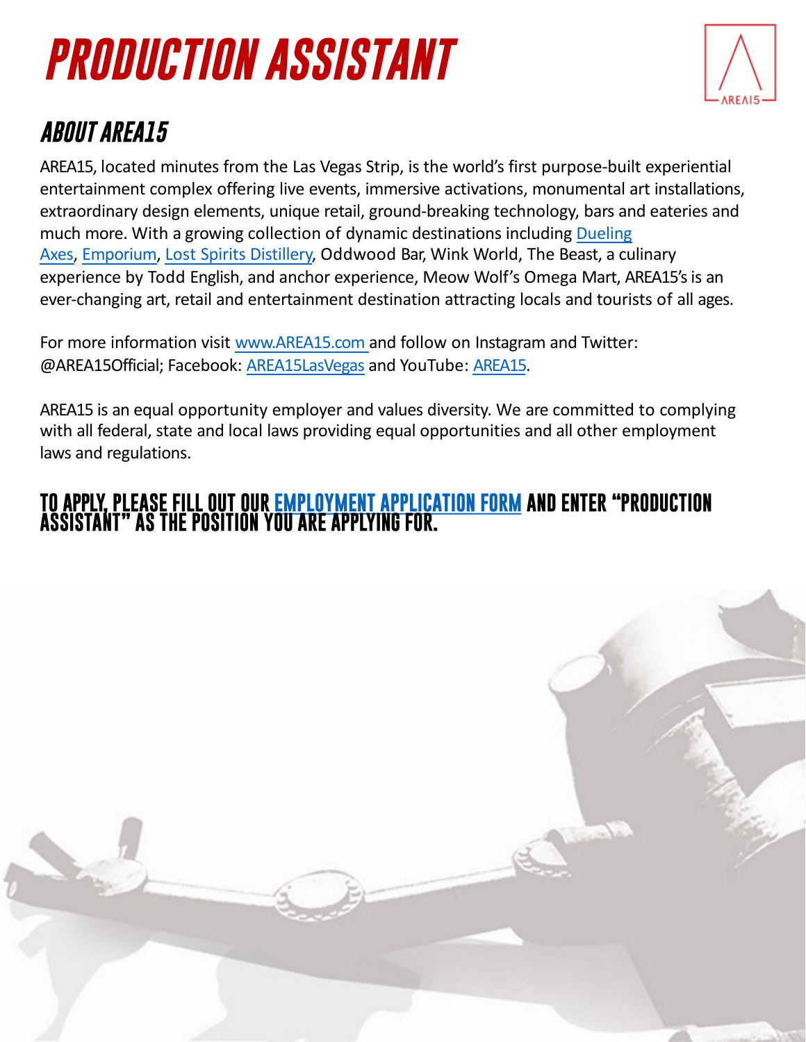# PRODUCTION ASSISTANT

## ABOUT AREA15

AREA15, located minutes from the Las Vegas Strip, is the world's first purpose-built experiential entertainment complex offering live events, immersive activations, monumental art installations, extraordinary design elements, unique retail, ground-breaking technology, bars and eateries and much more. With a growing collection of dynamic destinations including Dueling Axes, Emporium, Lost Spirits Distillery, Oddwood Bar, Wink World, The Beast, a culinary experience by Todd English, and anchor experience, Meow Wolf's Omega Mart, AREA15's is an ever-changing art, retail and entertainment destination attracting locals and tourists of all ages.

For more information visit www.AREA15.com and follow on Instagram and Twitter: @AREA15Official; Facebook: AREA15LasVegas and YouTube: AREA15.

AREA15 is an equal opportunity employer and values diversity. We are committed to complying with all federal, state and local laws providing equal opportunities and all other employment laws and regulations.

**TO APPLY, PLEASE FILL OUT OUR EMPLOYMENT APPLICATION FORM AND ENTER "PRODUCTION ASSISTANT" AS THE POSITION YOU ARE APPLYING FOR.**